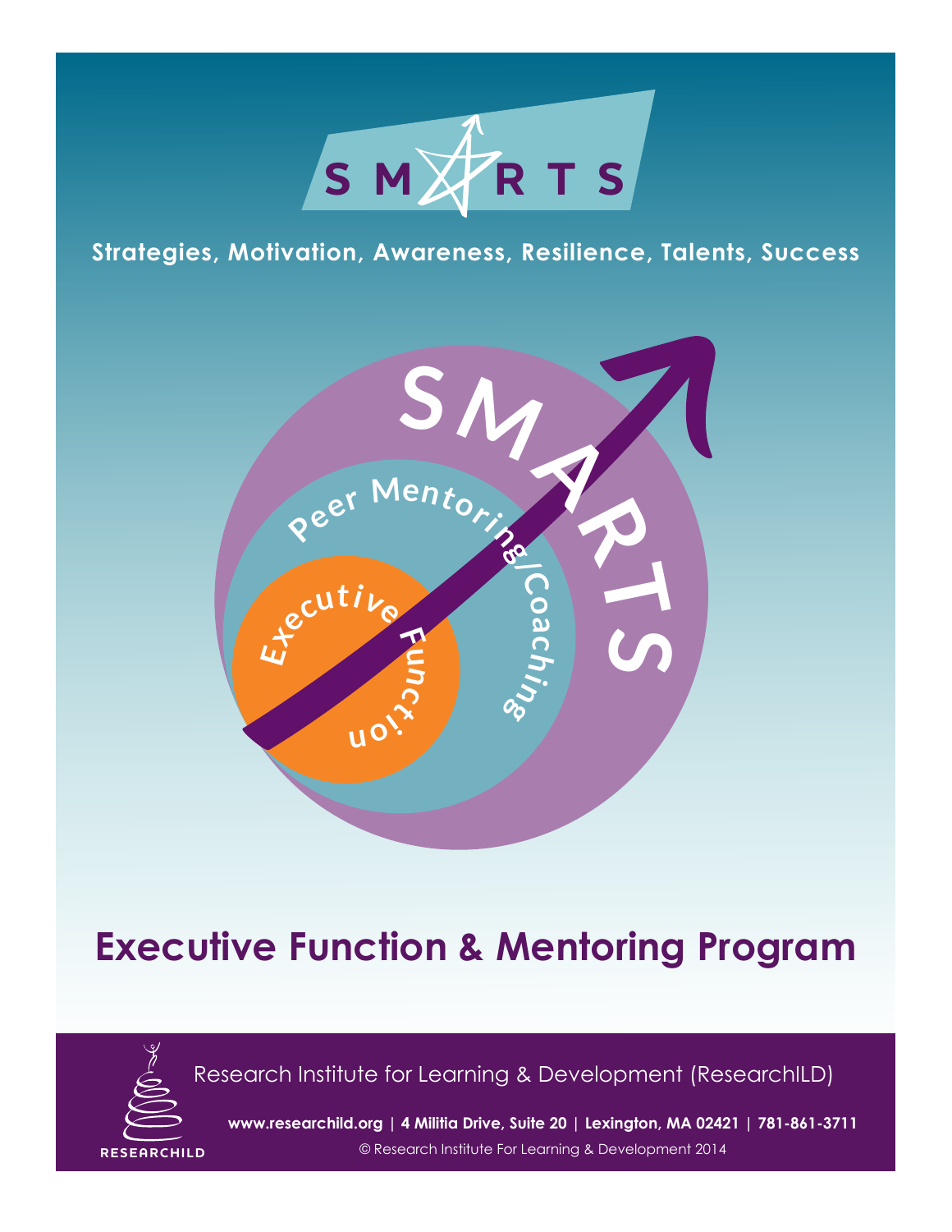# SMARTS

**Strategies, Motivation, Awareness, Resilience, Talents, Success**

SMARTS

Peer Mentoring/Coaching

Executive Function

# Executive Function & Mentoring Program

Research Institute for Learning & Development (ResearchILD)

**www.researchild.org | 4 Militia Drive, Suite 20 | Lexington, MA 02421 | 781-861-3711**

© Research Institute For Learning & Development 2014

RESEARCHILD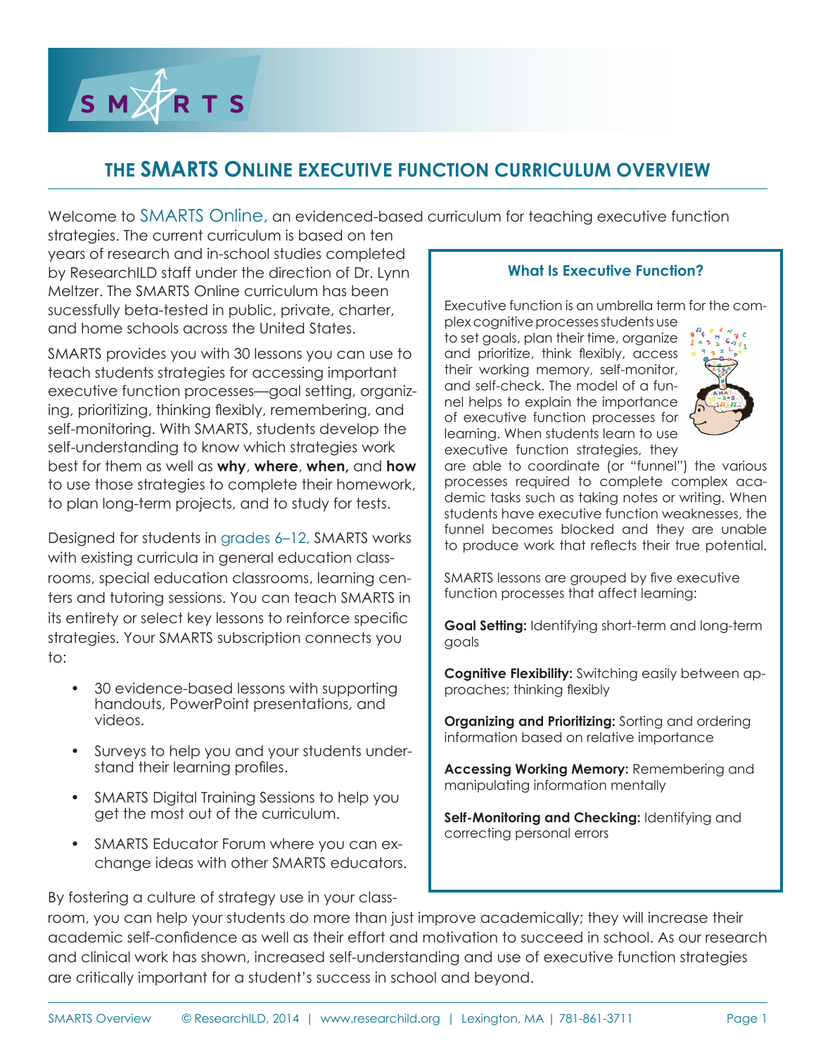# THE SMARTS ONLINE EXECUTIVE FUNCTION CURRICULUM OVERVIEW

Welcome to SMARTS Online, an evidenced-based curriculum for teaching executive function strategies. The current curriculum is based on ten years of research and in-school studies completed by ResearchILD staff under the direction of Dr. Lynn Meltzer. The SMARTS Online curriculum has been sucessfully beta-tested in public, private, charter, and home schools across the United States.

SMARTS provides you with 30 lessons you can use to teach students strategies for accessing important executive function processes—goal setting, organizing, prioritizing, thinking flexibly, remembering, and self-monitoring. With SMARTS, students develop the self-understanding to know which strategies work best for them as well as **why**, **where**, **when,** and **how** to use those strategies to complete their homework, to plan long-term projects, and to study for tests.

Designed for students in grades 6–12, SMARTS works with existing curricula in general education classrooms, special education classrooms, learning centers and tutoring sessions. You can teach SMARTS in its entirety or select key lessons to reinforce specific strategies. Your SMARTS subscription connects you to:

- 30 evidence-based lessons with supporting handouts, PowerPoint presentations, and videos.
- Surveys to help you and your students understand their learning profiles.
- SMARTS Digital Training Sessions to help you get the most out of the curriculum.
- SMARTS Educator Forum where you can exchange ideas with other SMARTS educators.

By fostering a culture of strategy use in your classroom, you can help your students do more than just improve academically; they will increase their academic self-confidence as well as their effort and motivation to succeed in school. As our research and clinical work has shown, increased self-understanding and use of executive function strategies are critically important for a student's success in school and beyond.

### What Is Executive Function?

Executive function is an umbrella term for the complex cognitive processes students use to set goals, plan their time, organize and prioritize, think flexibly, access their working memory, self-monitor, and self-check. The model of a funnel helps to explain the importance of executive function processes for learning. When students learn to use executive function strategies, they are able to coordinate (or "funnel") the various processes required to complete complex academic tasks such as taking notes or writing. When students have executive function weaknesses, the funnel becomes blocked and they are unable to produce work that reflects their true potential.

SMARTS lessons are grouped by five executive function processes that affect learning:

**Goal Setting:** Identifying short-term and long-term goals

**Cognitive Flexibility:** Switching easily between approaches; thinking flexibly

**Organizing and Prioritizing:** Sorting and ordering information based on relative importance

**Accessing Working Memory:** Remembering and manipulating information mentally

**Self-Monitoring and Checking:** Identifying and correcting personal errors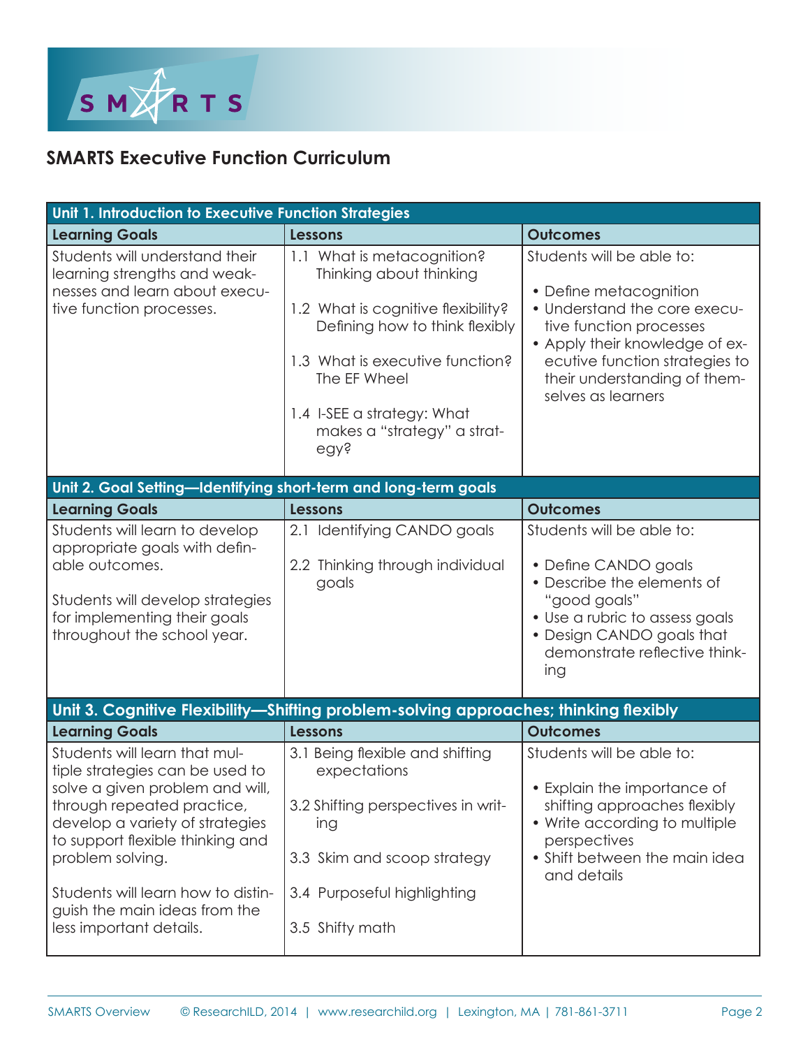# SMARTS Executive Function Curriculum

| Unit 1. Introduction to Executive Function Strategies | | |
|---|---|---|
| **Learning Goals** | **Lessons** | **Outcomes** |
| Students will understand their learning strengths and weaknesses and learn about executive function processes. | 1.1 What is metacognition? Thinking about thinking<br><br>1.2 What is cognitive flexibility? Defining how to think flexibly<br><br>1.3 What is executive function? The EF Wheel<br><br>1.4 I-SEE a strategy: What makes a "strategy" a strategy? | Students will be able to:<br><br>• Define metacognition<br>• Understand the core executive function processes<br>• Apply their knowledge of executive function strategies to their understanding of themselves as learners |

| Unit 2. Goal Setting—Identifying short-term and long-term goals | | |
|---|---|---|
| **Learning Goals** | **Lessons** | **Outcomes** |
| Students will learn to develop appropriate goals with definable outcomes.<br><br>Students will develop strategies for implementing their goals throughout the school year. | 2.1 Identifying CANDO goals<br><br>2.2 Thinking through individual goals | Students will be able to:<br><br>• Define CANDO goals<br>• Describe the elements of "good goals"<br>• Use a rubric to assess goals<br>• Design CANDO goals that demonstrate reflective thinking |

| Unit 3. Cognitive Flexibility—Shifting problem-solving approaches; thinking flexibly | | |
|---|---|---|
| **Learning Goals** | **Lessons** | **Outcomes** |
| Students will learn that multiple strategies can be used to solve a given problem and will, through repeated practice, develop a variety of strategies to support flexible thinking and problem solving.<br><br>Students will learn how to distinguish the main ideas from the less important details. | 3.1 Being flexible and shifting expectations<br><br>3.2 Shifting perspectives in writing<br><br>3.3 Skim and scoop strategy<br><br>3.4 Purposeful highlighting<br><br>3.5 Shifty math | Students will be able to:<br><br>• Explain the importance of shifting approaches flexibly<br>• Write according to multiple perspectives<br>• Shift between the main idea and details |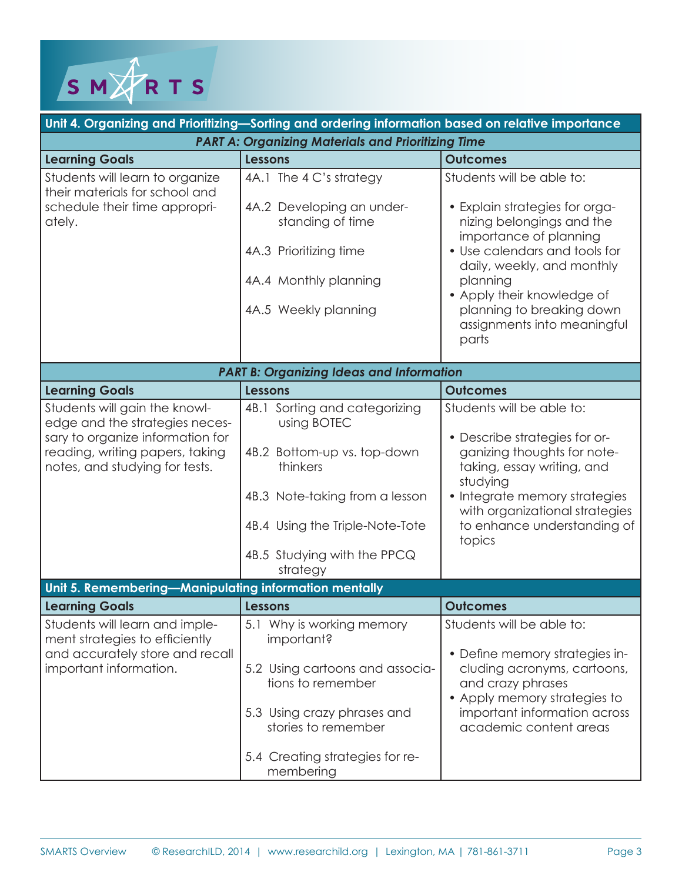| Unit 4. Organizing and Prioritizing—Sorting and ordering information based on relative importance | | |
|---|---|---|
| ***PART A: Organizing Materials and Prioritizing Time*** | | |
| **Learning Goals** | **Lessons** | **Outcomes** |
| Students will learn to organize their materials for school and schedule their time appropriately. | 4A.1 The 4 C's strategy<br>4A.2 Developing an understanding of time<br>4A.3 Prioritizing time<br>4A.4 Monthly planning<br>4A.5 Weekly planning | Students will be able to:<br>• Explain strategies for organizing belongings and the importance of planning<br>• Use calendars and tools for daily, weekly, and monthly planning<br>• Apply their knowledge of planning to breaking down assignments into meaningful parts |
| ***PART B: Organizing Ideas and Information*** | | |
| **Learning Goals** | **Lessons** | **Outcomes** |
| Students will gain the knowledge and the strategies necessary to organize information for reading, writing papers, taking notes, and studying for tests. | 4B.1 Sorting and categorizing using BOTEC<br>4B.2 Bottom-up vs. top-down thinkers<br>4B.3 Note-taking from a lesson<br>4B.4 Using the Triple-Note-Tote<br>4B.5 Studying with the PPCQ strategy | Students will be able to:<br>• Describe strategies for organizing thoughts for note-taking, essay writing, and studying<br>• Integrate memory strategies with organizational strategies to enhance understanding of topics |

| Unit 5. Remembering—Manipulating information mentally | | |
|---|---|---|
| **Learning Goals** | **Lessons** | **Outcomes** |
| Students will learn and implement strategies to efficiently and accurately store and recall important information. | 5.1 Why is working memory important?<br>5.2 Using cartoons and associations to remember<br>5.3 Using crazy phrases and stories to remember<br>5.4 Creating strategies for remembering | Students will be able to:<br>• Define memory strategies including acronyms, cartoons, and crazy phrases<br>• Apply memory strategies to important information across academic content areas |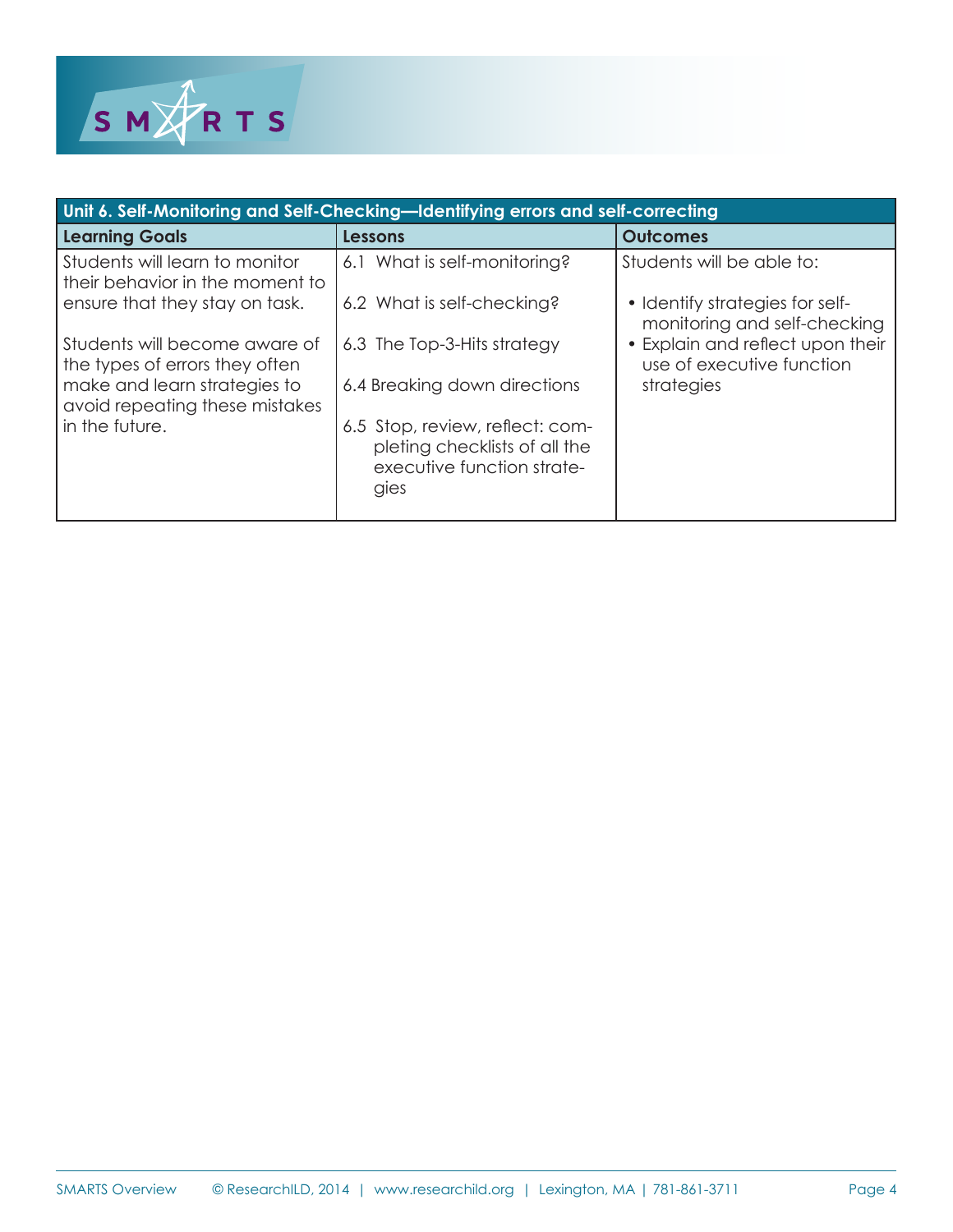| Unit 6. Self-Monitoring and Self-Checking—Identifying errors and self-correcting | | |
|---|---|---|
| **Learning Goals** | **Lessons** | **Outcomes** |
| Students will learn to monitor their behavior in the moment to ensure that they stay on task.<br><br>Students will become aware of the types of errors they often make and learn strategies to avoid repeating these mistakes in the future. | 6.1 What is self-monitoring?<br><br>6.2 What is self-checking?<br><br>6.3 The Top-3-Hits strategy<br><br>6.4 Breaking down directions<br><br>6.5 Stop, review, reflect: completing checklists of all the executive function strategies | Students will be able to:<br><br>• Identify strategies for self-monitoring and self-checking<br>• Explain and reflect upon their use of executive function strategies |